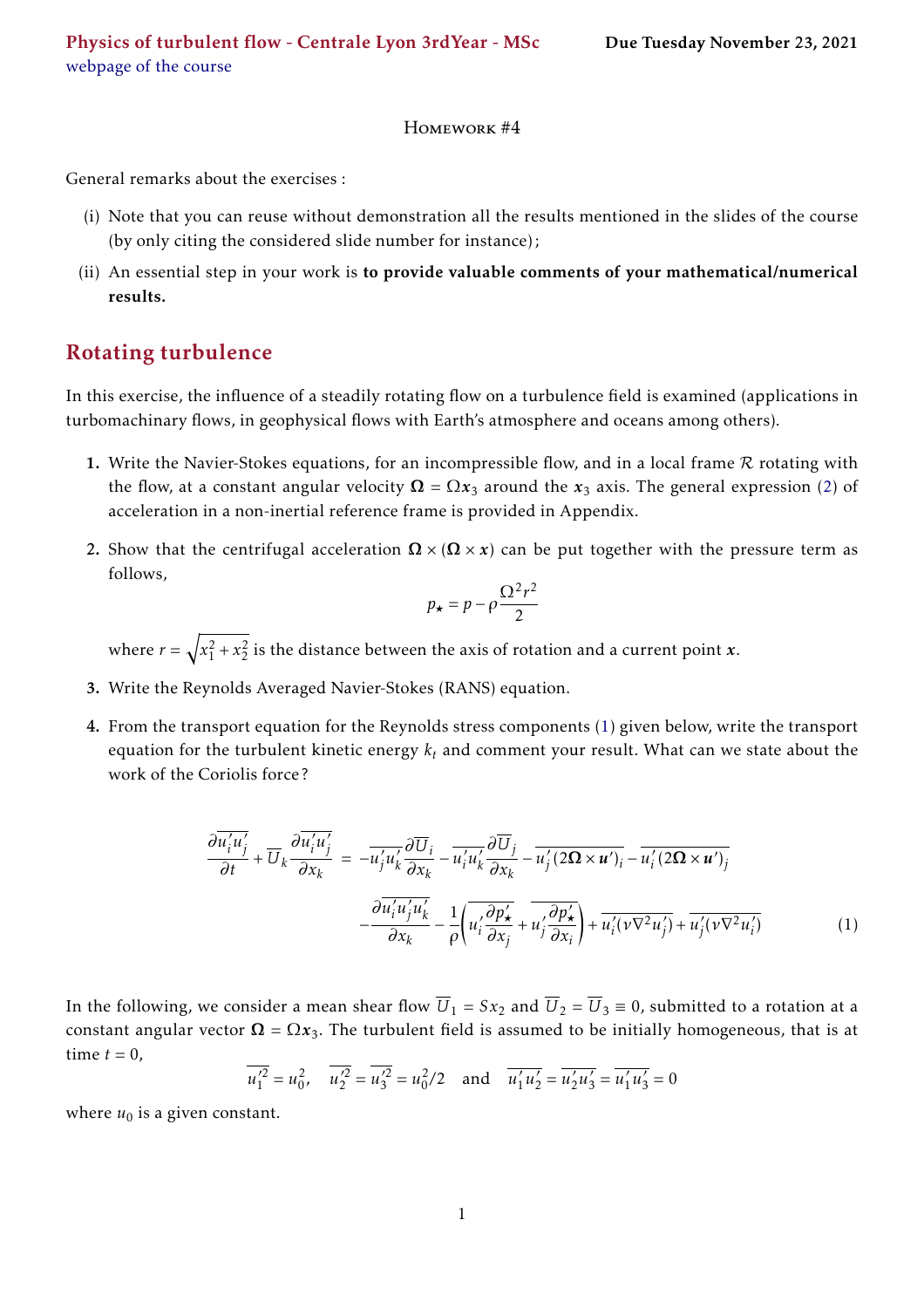Physics of turbulent flow - Centrale Lyon 3rdYear - MSc

webpage of the course

Due Tuesday November 23, 2021

Homework #4

General remarks about the exercises :

(i) Note that you can reuse without demonstration all the results mentioned in the slides of the course (by only citing the considered slide number for instance);

(ii) An essential step in your work is **to provide valuable comments of your mathematical/numerical results.**

## Rotating turbulence

In this exercise, the influence of a steadily rotating flow on a turbulence field is examined (applications in turbomachinary flows, in geophysical flows with Earth's atmosphere and oceans among others).

**1.** Write the Navier-Stokes equations, for an incompressible flow, and in a local frame $\mathcal{R}$ rotating with the flow, at a constant angular velocity $\boldsymbol{\Omega} = \Omega \boldsymbol{x}_3$ around the $\boldsymbol{x}_3$ axis. The general expression (2) of acceleration in a non-inertial reference frame is provided in Appendix.

**2.** Show that the centrifugal acceleration $\boldsymbol{\Omega} \times (\boldsymbol{\Omega} \times \boldsymbol{x})$ can be put together with the pressure term as follows,

$$p_\star = p - \rho \frac{\Omega^2 r^2}{2}$$

where $r = \sqrt{x_1^2 + x_2^2}$ is the distance between the axis of rotation and a current point $\boldsymbol{x}$.

**3.** Write the Reynolds Averaged Navier-Stokes (RANS) equation.

**4.** From the transport equation for the Reynolds stress components (1) given below, write the transport equation for the turbulent kinetic energy $k_t$ and comment your result. What can we state about the work of the Coriolis force?

$$\begin{aligned}
\frac{\partial \overline{u_i' u_j'}}{\partial t} + \overline{U}_k \frac{\partial \overline{u_i' u_j'}}{\partial x_k} &= -\overline{u_j' u_k'} \frac{\partial \overline{U}_i}{\partial x_k} - \overline{u_i' u_k'} \frac{\partial \overline{U}_j}{\partial x_k} - \overline{u_j' (2\boldsymbol{\Omega} \times \boldsymbol{u}')_i} - \overline{u_i' (2\boldsymbol{\Omega} \times \boldsymbol{u}')_j} \\
&\quad - \frac{\partial \overline{u_i' u_j' u_k'}}{\partial x_k} - \frac{1}{\rho}\left( \overline{u_i' \frac{\partial p_\star'}{\partial x_j}} + \overline{u_j' \frac{\partial p_\star'}{\partial x_i}} \right) + \overline{u_i' (\nu \nabla^2 u_j')} + \overline{u_j' (\nu \nabla^2 u_i')}
\end{aligned} \tag{1}$$

In the following, we consider a mean shear flow $\overline{U}_1 = S x_2$ and $\overline{U}_2 = \overline{U}_3 \equiv 0$, submitted to a rotation at a constant angular vector $\boldsymbol{\Omega} = \Omega \boldsymbol{x}_3$. The turbulent field is assumed to be initially homogeneous, that is at time $t = 0$,

$$\overline{u_1'^2} = u_0^2, \quad \overline{u_2'^2} = \overline{u_3'^2} = u_0^2/2 \quad \text{and} \quad \overline{u_1' u_2'} = \overline{u_2' u_3'} = \overline{u_1' u_3'} = 0$$

where $u_0$ is a given constant.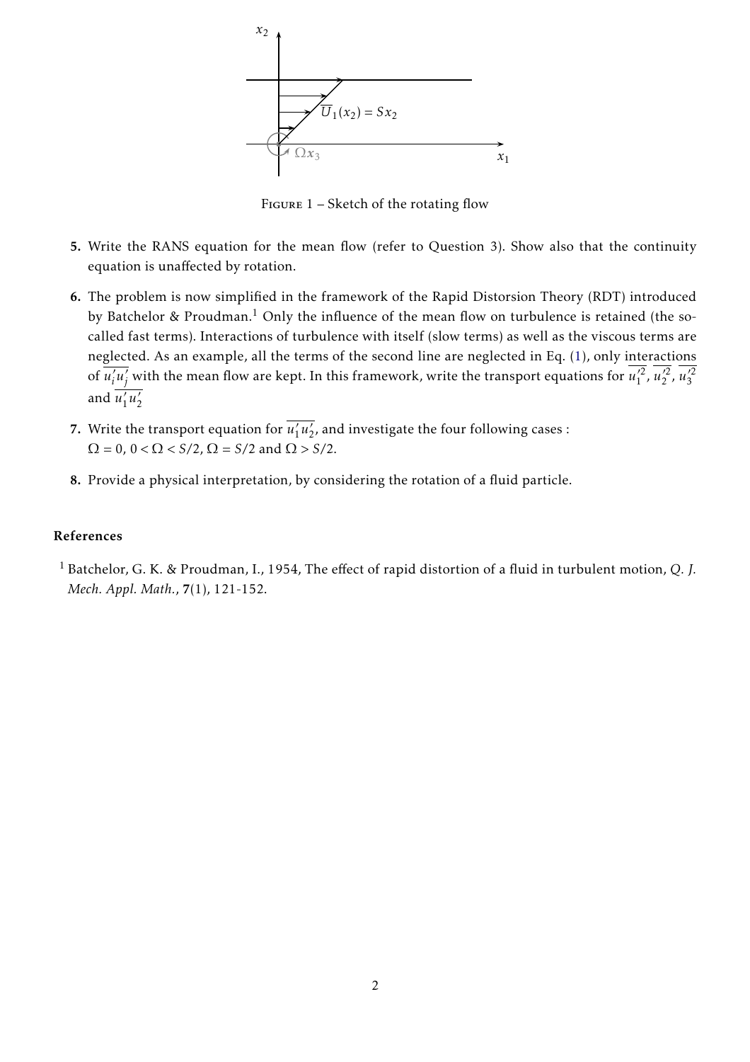Figure 1 – Sketch of the rotating flow

5. Write the RANS equation for the mean flow (refer to Question 3). Show also that the continuity equation is unaffected by rotation.

6. The problem is now simplified in the framework of the Rapid Distorsion Theory (RDT) introduced by Batchelor & Proudman.[1] Only the influence of the mean flow on turbulence is retained (the so-called fast terms). Interactions of turbulence with itself (slow terms) as well as the viscous terms are neglected. As an example, all the terms of the second line are neglected in Eq. (1), only interactions of $\overline{u_i' u_j'}$ with the mean flow are kept. In this framework, write the transport equations for $\overline{u_1'^2}$, $\overline{u_2'^2}$, $\overline{u_3'^2}$ and $\overline{u_1' u_2'}$

7. Write the transport equation for $\overline{u_1' u_2'}$, and investigate the four following cases : $\Omega = 0$, $0 < \Omega < S/2$, $\Omega = S/2$ and $\Omega > S/2$.

8. Provide a physical interpretation, by considering the rotation of a fluid particle.

### References

[1] Batchelor, G. K. & Proudman, I., 1954, The effect of rapid distortion of a fluid in turbulent motion, *Q. J. Mech. Appl. Math.*, **7**(1), 121-152.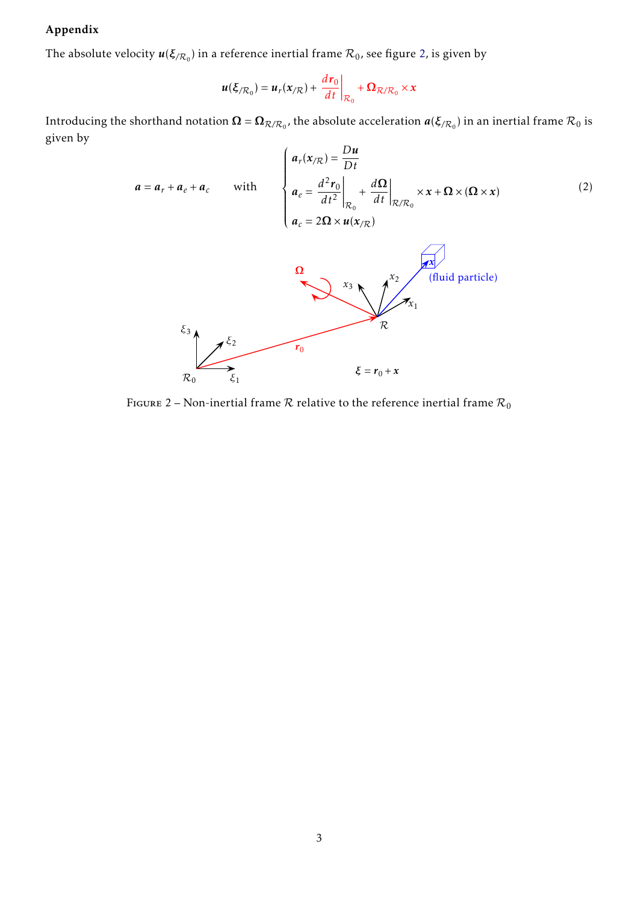**Appendix**

The absolute velocity $\boldsymbol{u}(\boldsymbol{\xi}_{/\mathcal{R}_0})$ in a reference inertial frame $\mathcal{R}_0$, see figure 2, is given by

$$\boldsymbol{u}(\boldsymbol{\xi}_{/\mathcal{R}_0}) = \boldsymbol{u}_r(\boldsymbol{x}_{/\mathcal{R}}) + \left.\frac{d\boldsymbol{r}_0}{dt}\right|_{\mathcal{R}_0} + \boldsymbol{\Omega}_{\mathcal{R}/\mathcal{R}_0} \times \boldsymbol{x}$$

Introducing the shorthand notation $\boldsymbol{\Omega} = \boldsymbol{\Omega}_{\mathcal{R}/\mathcal{R}_0}$, the absolute acceleration $\boldsymbol{a}(\boldsymbol{\xi}_{/\mathcal{R}_0})$ in an inertial frame $\mathcal{R}_0$ is given by

$$\boldsymbol{a} = \boldsymbol{a}_r + \boldsymbol{a}_e + \boldsymbol{a}_c \qquad \text{with} \qquad \begin{cases} \boldsymbol{a}_r(\boldsymbol{x}_{/\mathcal{R}}) = \dfrac{D\boldsymbol{u}}{Dt} \\ \boldsymbol{a}_e = \left.\dfrac{d^2\boldsymbol{r}_0}{dt^2}\right|_{\mathcal{R}_0} + \left.\dfrac{d\boldsymbol{\Omega}}{dt}\right|_{\mathcal{R}/\mathcal{R}_0} \times \boldsymbol{x} + \boldsymbol{\Omega} \times (\boldsymbol{\Omega} \times \boldsymbol{x}) \\ \boldsymbol{a}_c = 2\boldsymbol{\Omega} \times \boldsymbol{u}(\boldsymbol{x}_{/\mathcal{R}}) \end{cases} \tag{2}$$

$\boldsymbol{\Omega}$

$x_3$ $x_2$ $x_1$

$\boldsymbol{x}$ (fluid particle)

$\mathcal{R}$

$\xi_3$ $\xi_2$ $\xi_1$

$\boldsymbol{r}_0$

$\mathcal{R}_0$

$\boldsymbol{\xi} = \boldsymbol{r}_0 + \boldsymbol{x}$

Figure 2 – Non-inertial frame $\mathcal{R}$ relative to the reference inertial frame $\mathcal{R}_0$